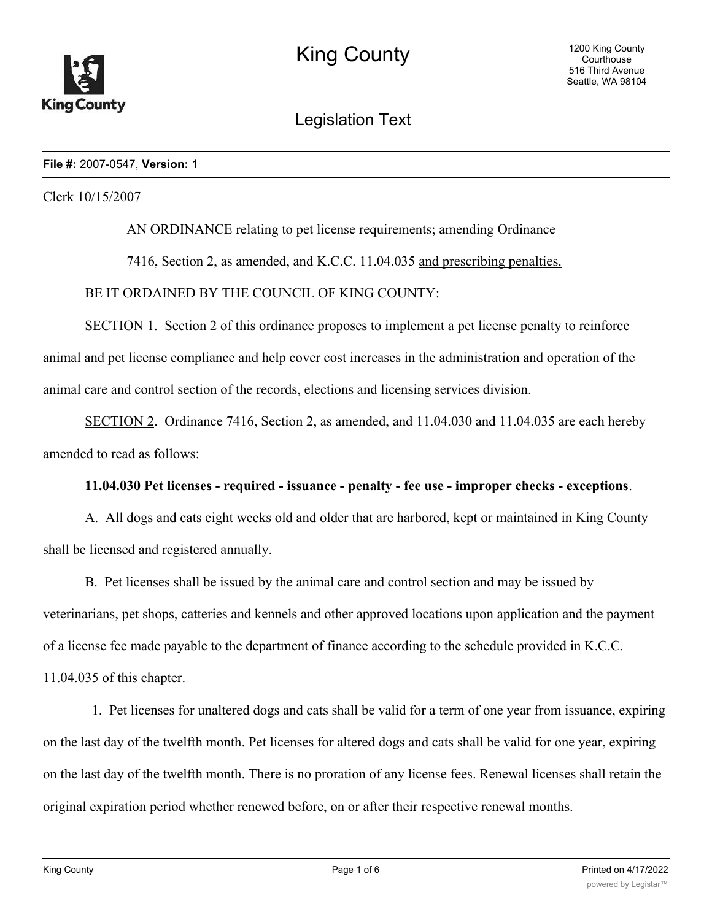# King County

## Legislation Text

**File #:** 2007-0547, **Version:** 1

Clerk 10/15/2007

AN ORDINANCE relating to pet license requirements; amending Ordinance 7416, Section 2, as amended, and K.C.C. 11.04.035 <u>and prescribing penalties.</u>

BE IT ORDAINED BY THE COUNCIL OF KING COUNTY:

<u>SECTION 1.</u> Section 2 of this ordinance proposes to implement a pet license penalty to reinforce animal and pet license compliance and help cover cost increases in the administration and operation of the animal care and control section of the records, elections and licensing services division.

<u>SECTION 2</u>. Ordinance 7416, Section 2, as amended, and 11.04.030 and 11.04.035 are each hereby amended to read as follows:

**11.04.030 Pet licenses - required - issuance - penalty - fee use - improper checks - exceptions**.

A. All dogs and cats eight weeks old and older that are harbored, kept or maintained in King County shall be licensed and registered annually.

B. Pet licenses shall be issued by the animal care and control section and may be issued by veterinarians, pet shops, catteries and kennels and other approved locations upon application and the payment of a license fee made payable to the department of finance according to the schedule provided in K.C.C. 11.04.035 of this chapter.

1. Pet licenses for unaltered dogs and cats shall be valid for a term of one year from issuance, expiring on the last day of the twelfth month. Pet licenses for altered dogs and cats shall be valid for one year, expiring on the last day of the twelfth month. There is no proration of any license fees. Renewal licenses shall retain the original expiration period whether renewed before, on or after their respective renewal months.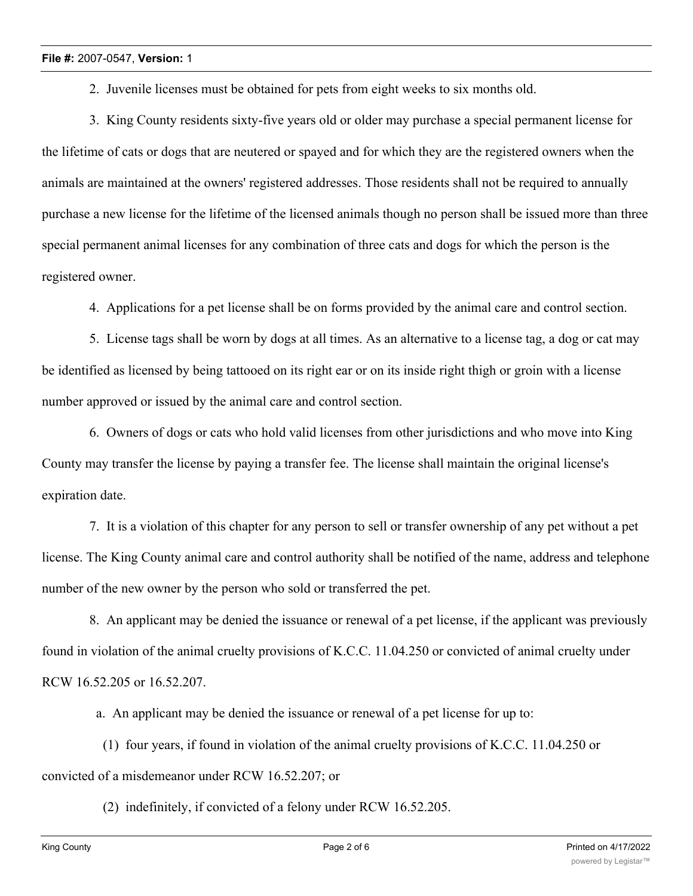2. Juvenile licenses must be obtained for pets from eight weeks to six months old.

3. King County residents sixty-five years old or older may purchase a special permanent license for the lifetime of cats or dogs that are neutered or spayed and for which they are the registered owners when the animals are maintained at the owners' registered addresses. Those residents shall not be required to annually purchase a new license for the lifetime of the licensed animals though no person shall be issued more than three special permanent animal licenses for any combination of three cats and dogs for which the person is the registered owner.

4. Applications for a pet license shall be on forms provided by the animal care and control section.

5. License tags shall be worn by dogs at all times. As an alternative to a license tag, a dog or cat may be identified as licensed by being tattooed on its right ear or on its inside right thigh or groin with a license number approved or issued by the animal care and control section.

6. Owners of dogs or cats who hold valid licenses from other jurisdictions and who move into King County may transfer the license by paying a transfer fee. The license shall maintain the original license's expiration date.

7. It is a violation of this chapter for any person to sell or transfer ownership of any pet without a pet license. The King County animal care and control authority shall be notified of the name, address and telephone number of the new owner by the person who sold or transferred the pet.

8. An applicant may be denied the issuance or renewal of a pet license, if the applicant was previously found in violation of the animal cruelty provisions of K.C.C. 11.04.250 or convicted of animal cruelty under RCW 16.52.205 or 16.52.207.

a. An applicant may be denied the issuance or renewal of a pet license for up to:

(1) four years, if found in violation of the animal cruelty provisions of K.C.C. 11.04.250 or convicted of a misdemeanor under RCW 16.52.207; or

(2) indefinitely, if convicted of a felony under RCW 16.52.205.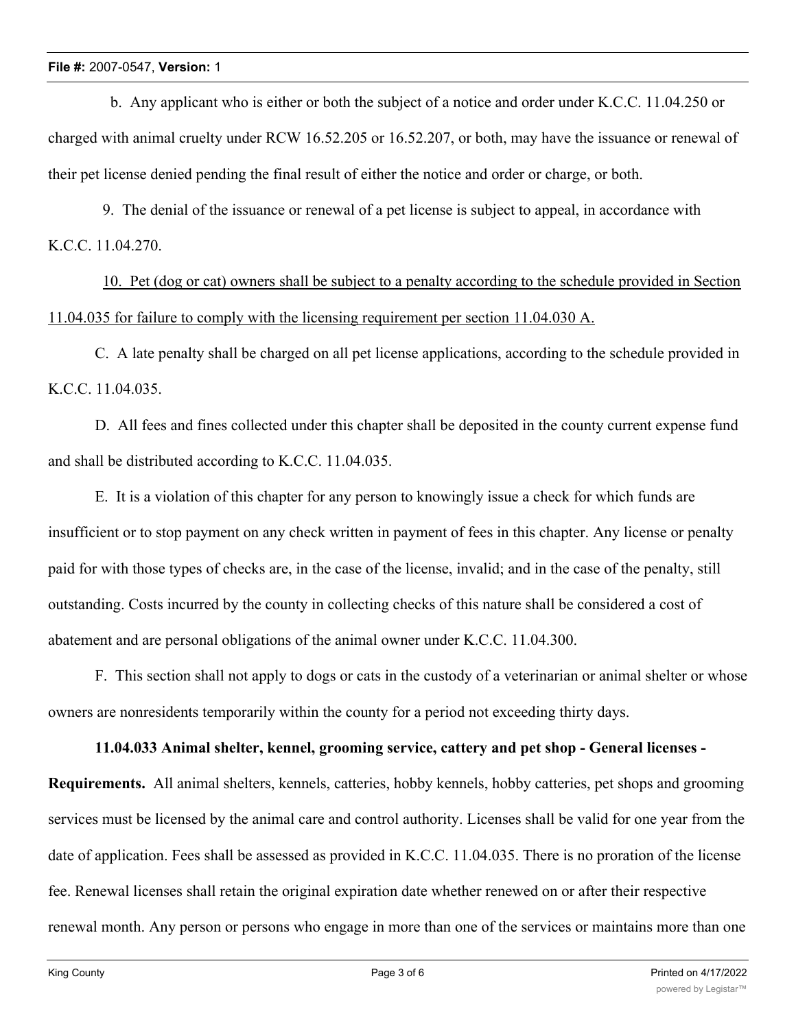b. Any applicant who is either or both the subject of a notice and order under K.C.C. 11.04.250 or charged with animal cruelty under RCW 16.52.205 or 16.52.207, or both, may have the issuance or renewal of their pet license denied pending the final result of either the notice and order or charge, or both.

9. The denial of the issuance or renewal of a pet license is subject to appeal, in accordance with K.C.C. 11.04.270.

<u>10. Pet (dog or cat) owners shall be subject to a penalty according to the schedule provided in Section 11.04.035 for failure to comply with the licensing requirement per section 11.04.030 A.</u>

C. A late penalty shall be charged on all pet license applications, according to the schedule provided in K.C.C. 11.04.035.

D. All fees and fines collected under this chapter shall be deposited in the county current expense fund and shall be distributed according to K.C.C. 11.04.035.

E. It is a violation of this chapter for any person to knowingly issue a check for which funds are insufficient or to stop payment on any check written in payment of fees in this chapter. Any license or penalty paid for with those types of checks are, in the case of the license, invalid; and in the case of the penalty, still outstanding. Costs incurred by the county in collecting checks of this nature shall be considered a cost of abatement and are personal obligations of the animal owner under K.C.C. 11.04.300.

F. This section shall not apply to dogs or cats in the custody of a veterinarian or animal shelter or whose owners are nonresidents temporarily within the county for a period not exceeding thirty days.

**11.04.033 Animal shelter, kennel, grooming service, cattery and pet shop - General licenses - Requirements.** All animal shelters, kennels, catteries, hobby kennels, hobby catteries, pet shops and grooming services must be licensed by the animal care and control authority. Licenses shall be valid for one year from the date of application. Fees shall be assessed as provided in K.C.C. 11.04.035. There is no proration of the license fee. Renewal licenses shall retain the original expiration date whether renewed on or after their respective renewal month. Any person or persons who engage in more than one of the services or maintains more than one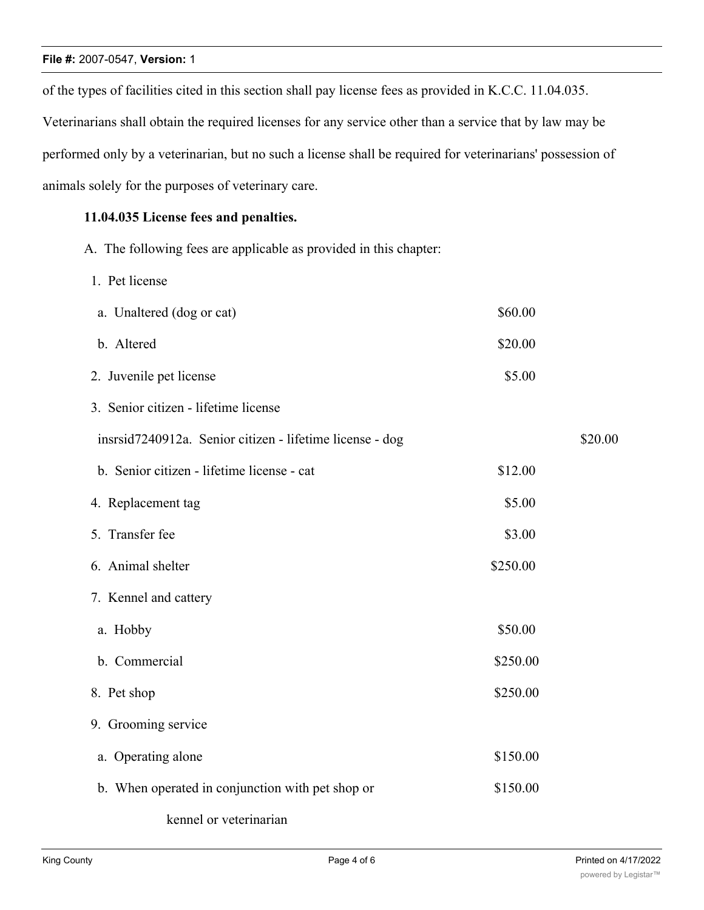of the types of facilities cited in this section shall pay license fees as provided in K.C.C. 11.04.035. Veterinarians shall obtain the required licenses for any service other than a service that by law may be performed only by a veterinarian, but no such a license shall be required for veterinarians' possession of animals solely for the purposes of veterinary care.

**11.04.035 License fees and penalties.**

A. The following fees are applicable as provided in this chapter:

| | | |
|---|---|---|
| 1. Pet license | | |
| a. Unaltered (dog or cat) | $60.00 | |
| b. Altered | $20.00 | |
| 2. Juvenile pet license | $5.00 | |
| 3. Senior citizen - lifetime license | | |
| insrsid7240912a. Senior citizen - lifetime license - dog | | $20.00 |
| b. Senior citizen - lifetime license - cat | $12.00 | |
| 4. Replacement tag | $5.00 | |
| 5. Transfer fee | $3.00 | |
| 6. Animal shelter | $250.00 | |
| 7. Kennel and cattery | | |
| a. Hobby | $50.00 | |
| b. Commercial | $250.00 | |
| 8. Pet shop | $250.00 | |
| 9. Grooming service | | |
| a. Operating alone | $150.00 | |
| b. When operated in conjunction with pet shop or kennel or veterinarian | $150.00 | |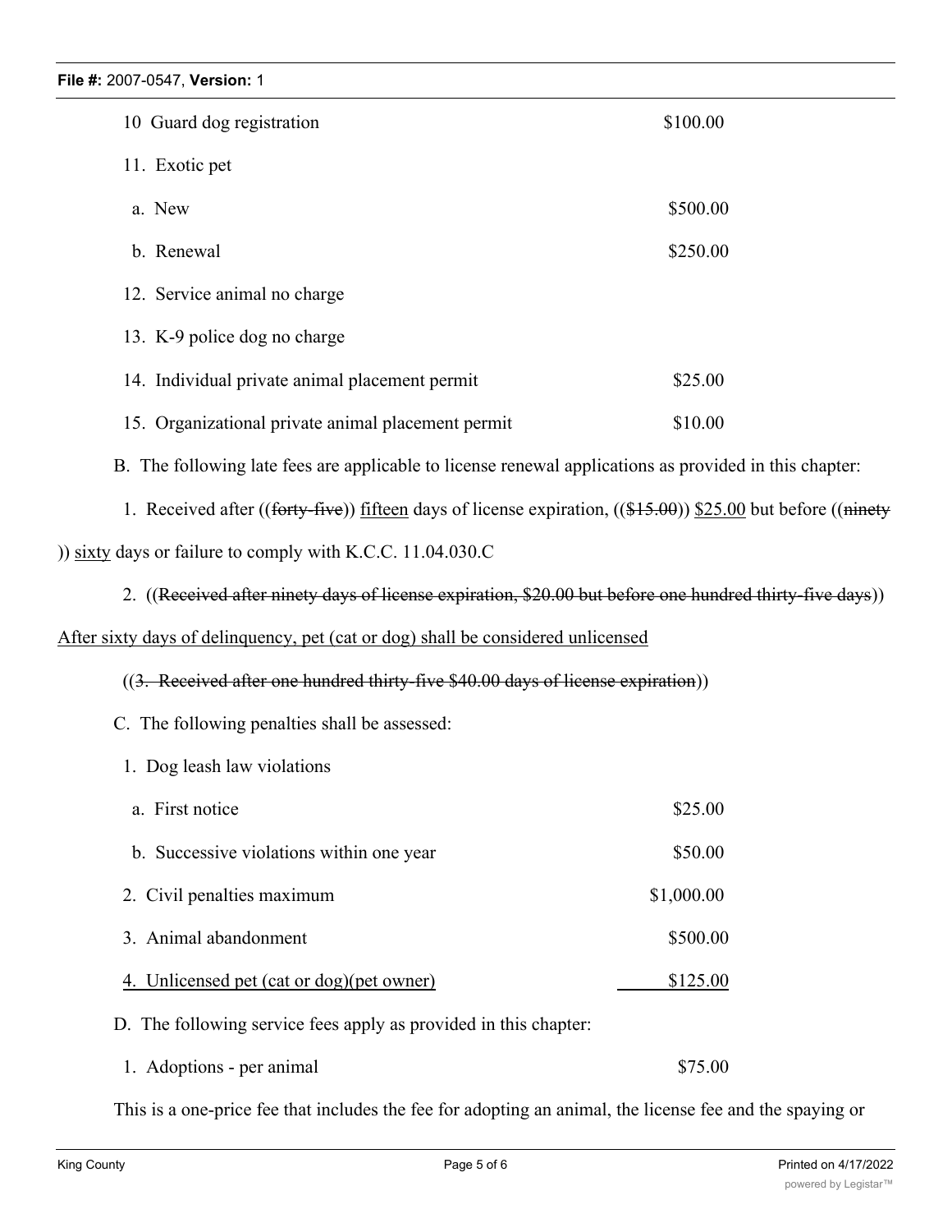10 Guard dog registration $100.00

11. Exotic pet

a. New $500.00

b. Renewal $250.00

12. Service animal no charge

13. K-9 police dog no charge

14. Individual private animal placement permit $25.00

15. Organizational private animal placement permit $10.00

B. The following late fees are applicable to license renewal applications as provided in this chapter:

1. Received after ((~~forty-five~~)) <u>fifteen</u> days of license expiration, ((~~$15.00~~)) <u>$25.00</u> but before ((~~ninety~~)) <u>sixty</u> days or failure to comply with K.C.C. 11.04.030.C

2. ((~~Received after ninety days of license expiration, $20.00 but before one hundred thirty-five days~~)) <u>After sixty days of delinquency, pet (cat or dog) shall be considered unlicensed</u>

((~~3. Received after one hundred thirty-five $40.00 days of license expiration~~))

C. The following penalties shall be assessed:

1. Dog leash law violations

a. First notice $25.00

b. Successive violations within one year $50.00

2. Civil penalties maximum $1,000.00

3. Animal abandonment $500.00

<u>4. Unlicensed pet (cat or dog)(pet owner) $125.00</u>

D. The following service fees apply as provided in this chapter:

1. Adoptions - per animal $75.00

This is a one-price fee that includes the fee for adopting an animal, the license fee and the spaying or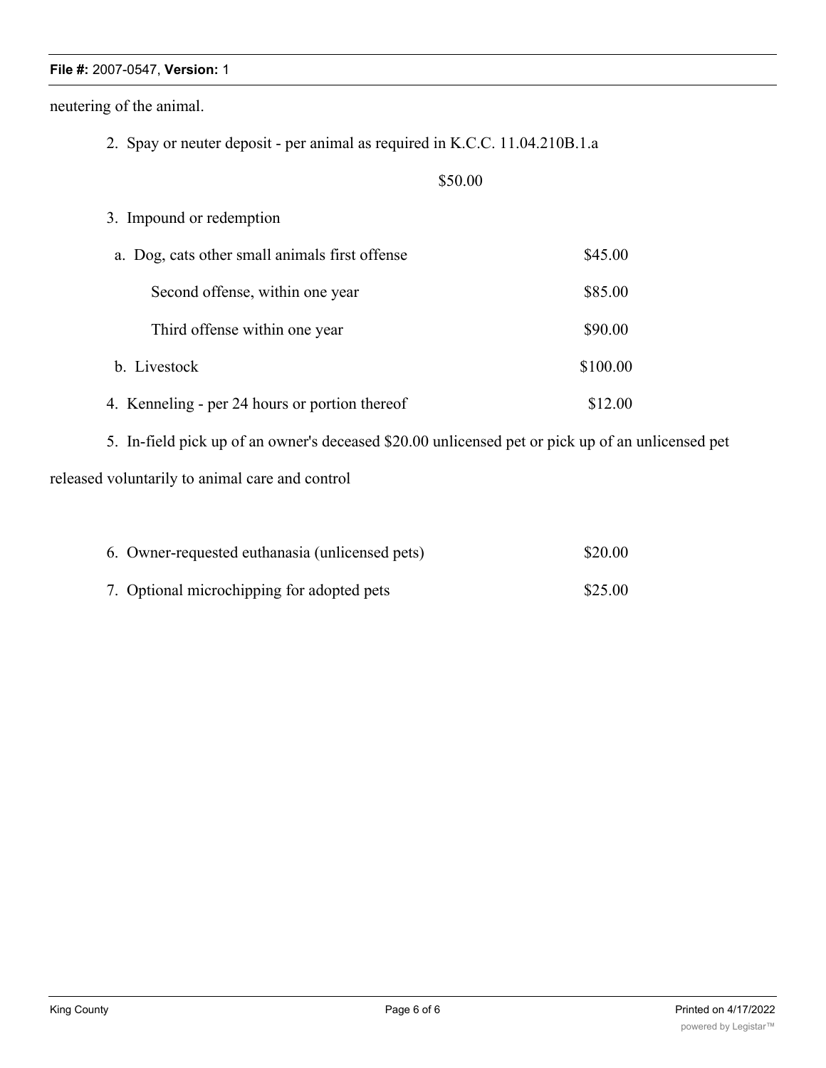neutering of the animal.

2. Spay or neuter deposit - per animal as required in K.C.C. 11.04.210B.1.a

$50.00

3. Impound or redemption

| | |
|---|---|
| a. Dog, cats other small animals first offense | $45.00 |
| Second offense, within one year | $85.00 |
| Third offense within one year | $90.00 |
| b. Livestock | $100.00 |

4. Kenneling - per 24 hours or portion thereof $12.00

5. In-field pick up of an owner's deceased $20.00 unlicensed pet or pick up of an unlicensed pet released voluntarily to animal care and control

6. Owner-requested euthanasia (unlicensed pets) $20.00

7. Optional microchipping for adopted pets $25.00